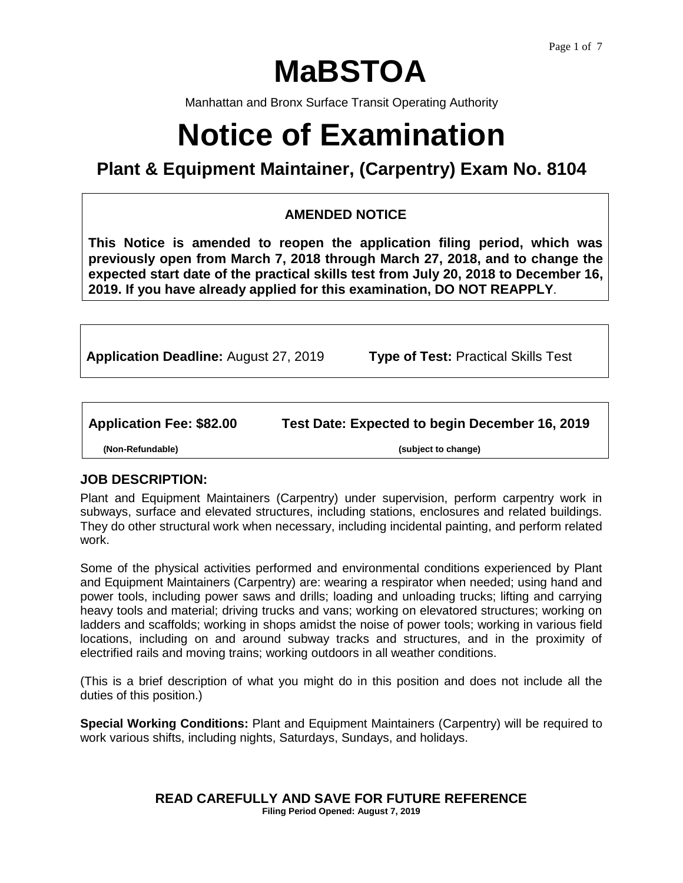# MaBSTOA

Manhattan and Bronx Surface Transit Operating Authority

# Notice of Examination

## Plant & Equipment Maintainer, (Carpentry) Exam No. 8104

**AMENDED NOTICE**

**This Notice is amended to reopen the application filing period, which was previously open from March 7, 2018 through March 27, 2018, and to change the expected start date of the practical skills test from July 20, 2018 to December 16, 2019. If you have already applied for this examination, DO NOT REAPPLY**.

**Application Deadline:** August 27, 2019 **Type of Test:** Practical Skills Test

**Application Fee: $82.00** **(Non-Refundable)**

**Test Date: Expected to begin December 16, 2019** **(subject to change)**

### JOB DESCRIPTION:

Plant and Equipment Maintainers (Carpentry) under supervision, perform carpentry work in subways, surface and elevated structures, including stations, enclosures and related buildings. They do other structural work when necessary, including incidental painting, and perform related work.

Some of the physical activities performed and environmental conditions experienced by Plant and Equipment Maintainers (Carpentry) are: wearing a respirator when needed; using hand and power tools, including power saws and drills; loading and unloading trucks; lifting and carrying heavy tools and material; driving trucks and vans; working on elevatored structures; working on ladders and scaffolds; working in shops amidst the noise of power tools; working in various field locations, including on and around subway tracks and structures, and in the proximity of electrified rails and moving trains; working outdoors in all weather conditions.

(This is a brief description of what you might do in this position and does not include all the duties of this position.)

**Special Working Conditions:** Plant and Equipment Maintainers (Carpentry) will be required to work various shifts, including nights, Saturdays, Sundays, and holidays.

**READ CAREFULLY AND SAVE FOR FUTURE REFERENCE**

**Filing Period Opened: August 7, 2019**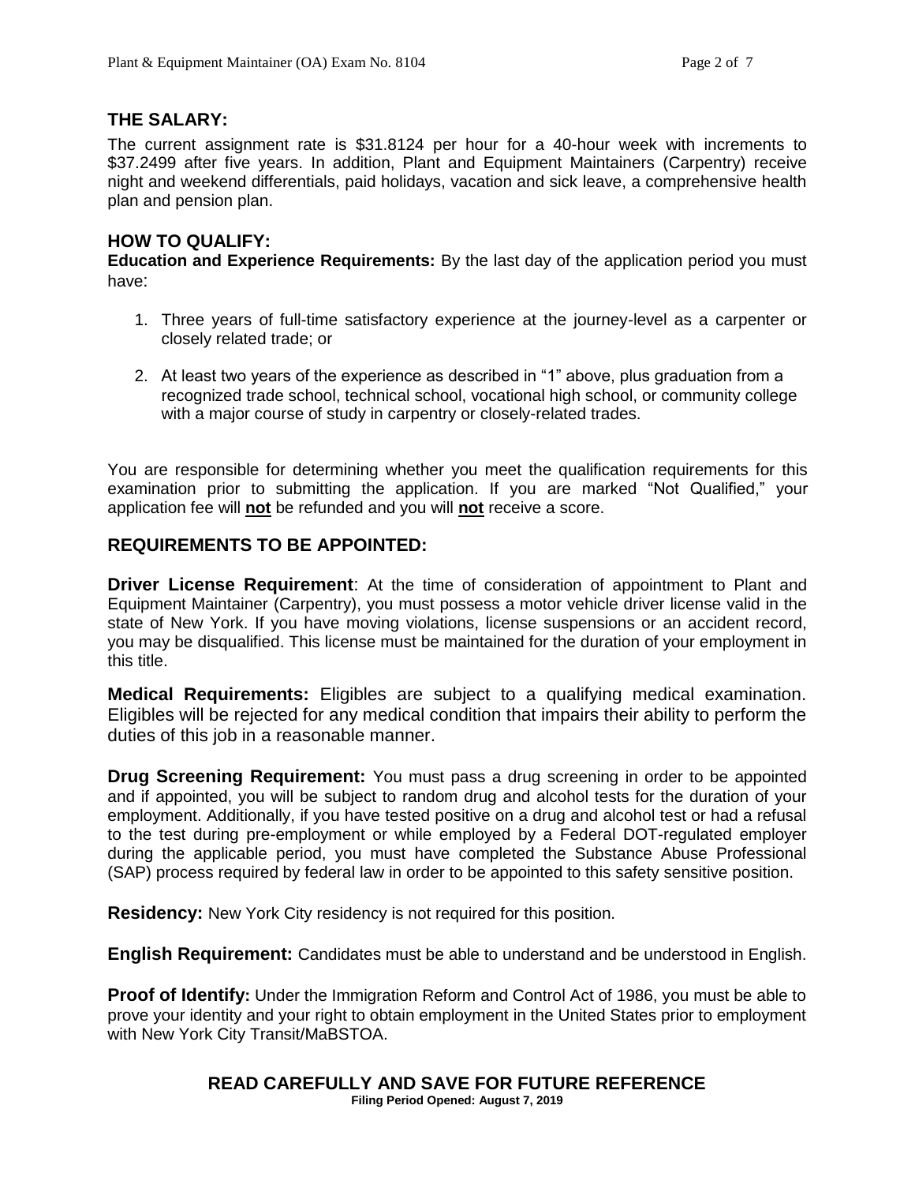## THE SALARY:

The current assignment rate is $31.8124 per hour for a 40-hour week with increments to $37.2499 after five years. In addition, Plant and Equipment Maintainers (Carpentry) receive night and weekend differentials, paid holidays, vacation and sick leave, a comprehensive health plan and pension plan.

## HOW TO QUALIFY:

**Education and Experience Requirements:** By the last day of the application period you must have:

1. Three years of full-time satisfactory experience at the journey-level as a carpenter or closely related trade; or
2. At least two years of the experience as described in "1" above, plus graduation from a recognized trade school, technical school, vocational high school, or community college with a major course of study in carpentry or closely-related trades.

You are responsible for determining whether you meet the qualification requirements for this examination prior to submitting the application. If you are marked "Not Qualified," your application fee will **not** be refunded and you will **not** receive a score.

## REQUIREMENTS TO BE APPOINTED:

**Driver License Requirement**: At the time of consideration of appointment to Plant and Equipment Maintainer (Carpentry), you must possess a motor vehicle driver license valid in the state of New York. If you have moving violations, license suspensions or an accident record, you may be disqualified. This license must be maintained for the duration of your employment in this title.

**Medical Requirements:** Eligibles are subject to a qualifying medical examination. Eligibles will be rejected for any medical condition that impairs their ability to perform the duties of this job in a reasonable manner.

**Drug Screening Requirement:** You must pass a drug screening in order to be appointed and if appointed, you will be subject to random drug and alcohol tests for the duration of your employment. Additionally, if you have tested positive on a drug and alcohol test or had a refusal to the test during pre-employment or while employed by a Federal DOT-regulated employer during the applicable period, you must have completed the Substance Abuse Professional (SAP) process required by federal law in order to be appointed to this safety sensitive position.

**Residency:** New York City residency is not required for this position.

**English Requirement:** Candidates must be able to understand and be understood in English.

**Proof of Identify:** Under the Immigration Reform and Control Act of 1986, you must be able to prove your identity and your right to obtain employment in the United States prior to employment with New York City Transit/MaBSTOA.

**READ CAREFULLY AND SAVE FOR FUTURE REFERENCE**

**Filing Period Opened: August 7, 2019**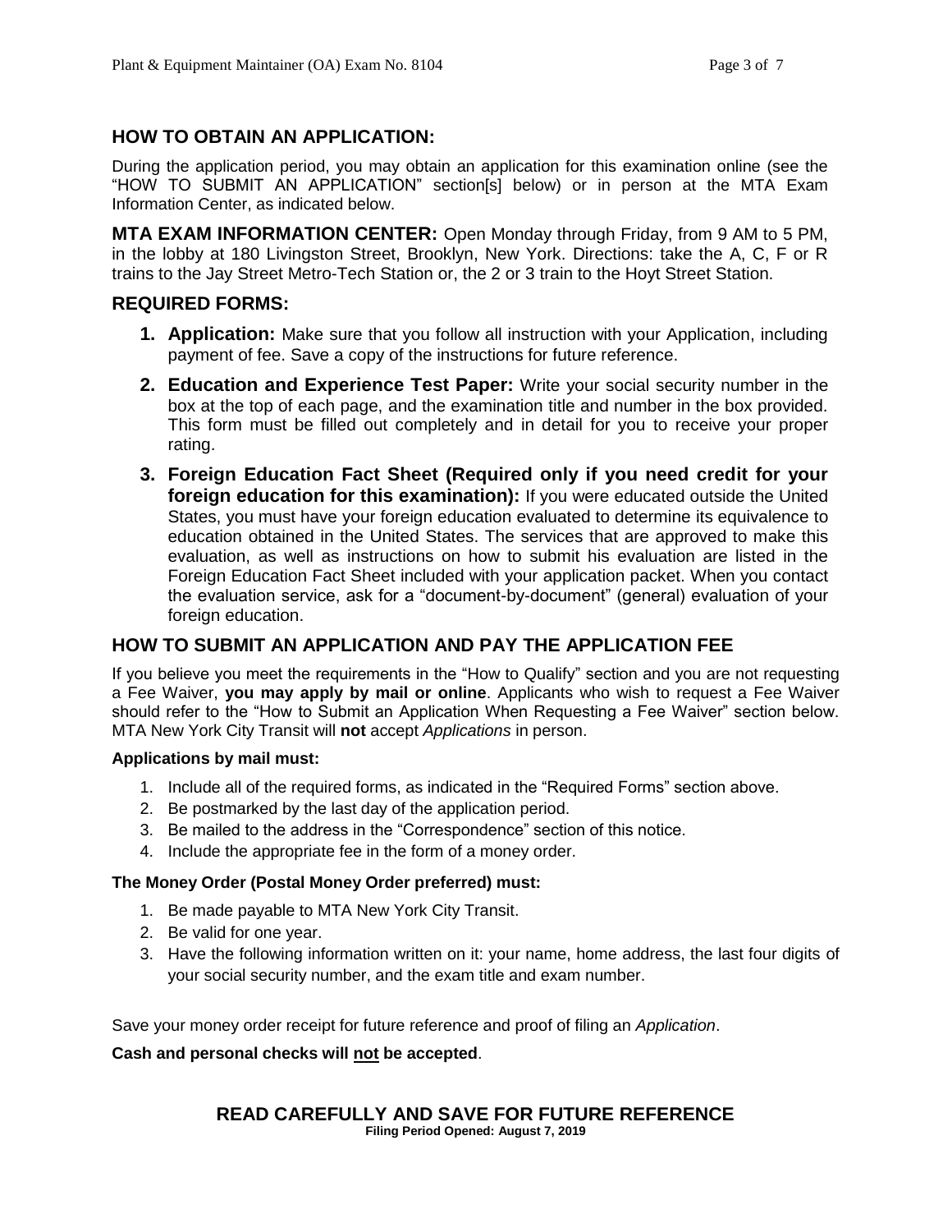## HOW TO OBTAIN AN APPLICATION:

During the application period, you may obtain an application for this examination online (see the "HOW TO SUBMIT AN APPLICATION" section[s] below) or in person at the MTA Exam Information Center, as indicated below.

**MTA EXAM INFORMATION CENTER:** Open Monday through Friday, from 9 AM to 5 PM, in the lobby at 180 Livingston Street, Brooklyn, New York. Directions: take the A, C, F or R trains to the Jay Street Metro-Tech Station or, the 2 or 3 train to the Hoyt Street Station.

## REQUIRED FORMS:

1. **Application:** Make sure that you follow all instruction with your Application, including payment of fee. Save a copy of the instructions for future reference.
2. **Education and Experience Test Paper:** Write your social security number in the box at the top of each page, and the examination title and number in the box provided. This form must be filled out completely and in detail for you to receive your proper rating.
3. **Foreign Education Fact Sheet (Required only if you need credit for your foreign education for this examination):** If you were educated outside the United States, you must have your foreign education evaluated to determine its equivalence to education obtained in the United States. The services that are approved to make this evaluation, as well as instructions on how to submit his evaluation are listed in the Foreign Education Fact Sheet included with your application packet. When you contact the evaluation service, ask for a "document-by-document" (general) evaluation of your foreign education.

## HOW TO SUBMIT AN APPLICATION AND PAY THE APPLICATION FEE

If you believe you meet the requirements in the "How to Qualify" section and you are not requesting a Fee Waiver, **you may apply by mail or online**. Applicants who wish to request a Fee Waiver should refer to the "How to Submit an Application When Requesting a Fee Waiver" section below. MTA New York City Transit will **not** accept *Applications* in person.

**Applications by mail must:**

1. Include all of the required forms, as indicated in the "Required Forms" section above.
2. Be postmarked by the last day of the application period.
3. Be mailed to the address in the "Correspondence" section of this notice.
4. Include the appropriate fee in the form of a money order.

**The Money Order (Postal Money Order preferred) must:**

1. Be made payable to MTA New York City Transit.
2. Be valid for one year.
3. Have the following information written on it: your name, home address, the last four digits of your social security number, and the exam title and exam number.

Save your money order receipt for future reference and proof of filing an *Application*.

**Cash and personal checks will not be accepted**.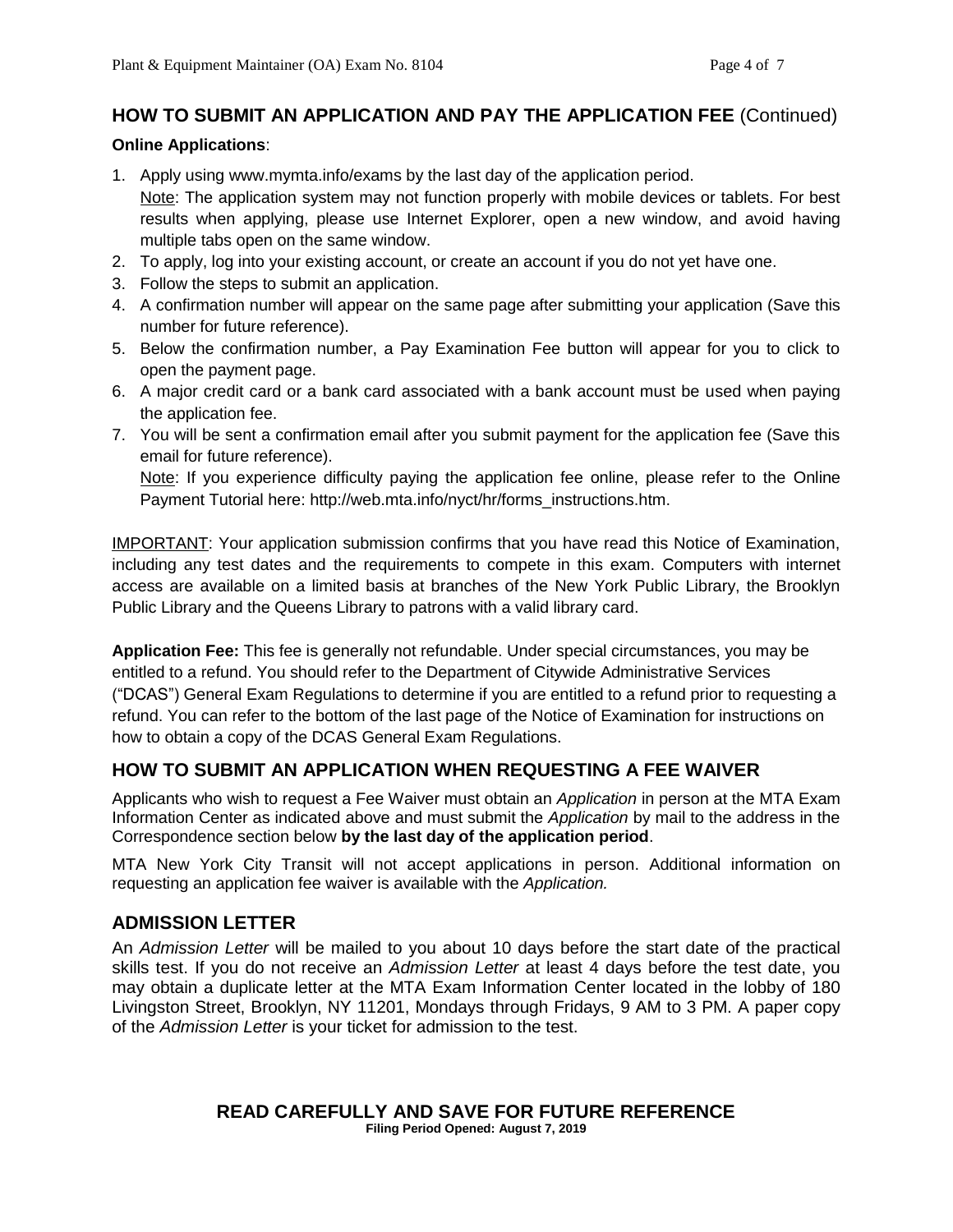## HOW TO SUBMIT AN APPLICATION AND PAY THE APPLICATION FEE (Continued)

**Online Applications**:

1. Apply using www.mymta.info/exams by the last day of the application period.

   Note: The application system may not function properly with mobile devices or tablets. For best results when applying, please use Internet Explorer, open a new window, and avoid having multiple tabs open on the same window.
2. To apply, log into your existing account, or create an account if you do not yet have one.
3. Follow the steps to submit an application.
4. A confirmation number will appear on the same page after submitting your application (Save this number for future reference).
5. Below the confirmation number, a Pay Examination Fee button will appear for you to click to open the payment page.
6. A major credit card or a bank card associated with a bank account must be used when paying the application fee.
7. You will be sent a confirmation email after you submit payment for the application fee (Save this email for future reference).

   Note: If you experience difficulty paying the application fee online, please refer to the Online Payment Tutorial here: http://web.mta.info/nyct/hr/forms_instructions.htm.

IMPORTANT: Your application submission confirms that you have read this Notice of Examination, including any test dates and the requirements to compete in this exam. Computers with internet access are available on a limited basis at branches of the New York Public Library, the Brooklyn Public Library and the Queens Library to patrons with a valid library card.

**Application Fee:** This fee is generally not refundable. Under special circumstances, you may be entitled to a refund. You should refer to the Department of Citywide Administrative Services ("DCAS") General Exam Regulations to determine if you are entitled to a refund prior to requesting a refund. You can refer to the bottom of the last page of the Notice of Examination for instructions on how to obtain a copy of the DCAS General Exam Regulations.

## HOW TO SUBMIT AN APPLICATION WHEN REQUESTING A FEE WAIVER

Applicants who wish to request a Fee Waiver must obtain an *Application* in person at the MTA Exam Information Center as indicated above and must submit the *Application* by mail to the address in the Correspondence section below **by the last day of the application period**.

MTA New York City Transit will not accept applications in person. Additional information on requesting an application fee waiver is available with the *Application.*

## ADMISSION LETTER

An *Admission Letter* will be mailed to you about 10 days before the start date of the practical skills test. If you do not receive an *Admission Letter* at least 4 days before the test date, you may obtain a duplicate letter at the MTA Exam Information Center located in the lobby of 180 Livingston Street, Brooklyn, NY 11201, Mondays through Fridays, 9 AM to 3 PM. A paper copy of the *Admission Letter* is your ticket for admission to the test.

**READ CAREFULLY AND SAVE FOR FUTURE REFERENCE**

**Filing Period Opened: August 7, 2019**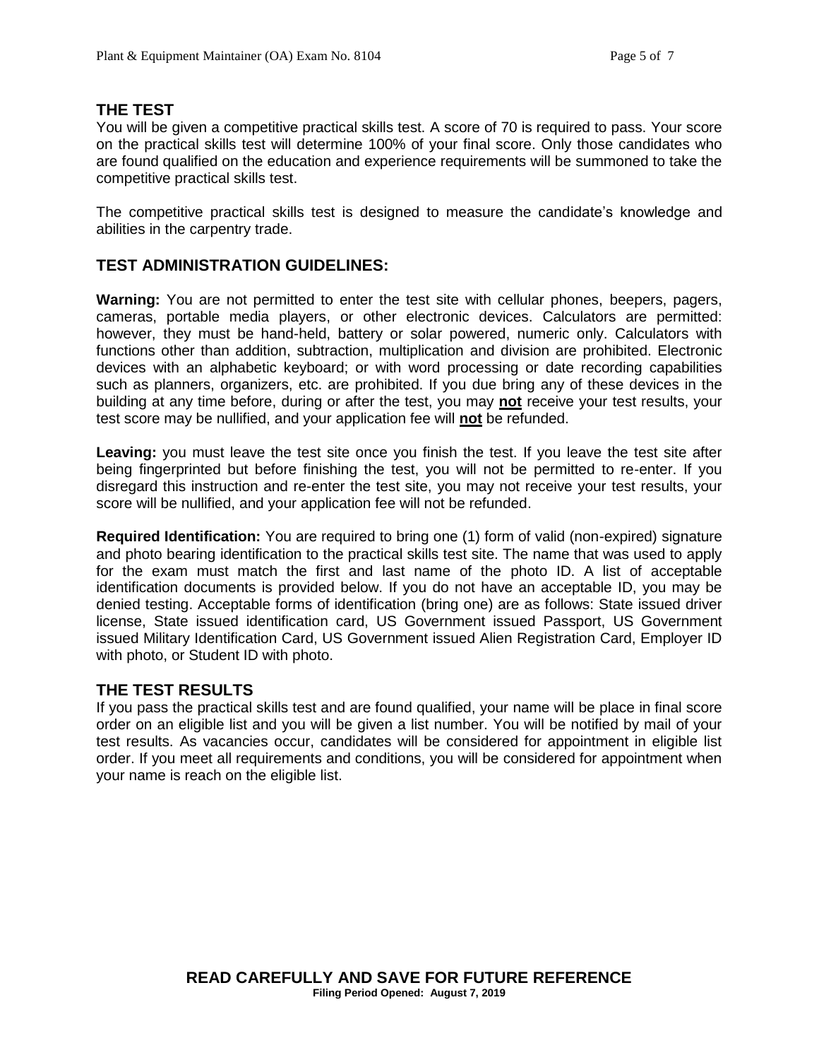## THE TEST

You will be given a competitive practical skills test. A score of 70 is required to pass. Your score on the practical skills test will determine 100% of your final score. Only those candidates who are found qualified on the education and experience requirements will be summoned to take the competitive practical skills test.

The competitive practical skills test is designed to measure the candidate's knowledge and abilities in the carpentry trade.

## TEST ADMINISTRATION GUIDELINES:

**Warning:** You are not permitted to enter the test site with cellular phones, beepers, pagers, cameras, portable media players, or other electronic devices. Calculators are permitted: however, they must be hand-held, battery or solar powered, numeric only. Calculators with functions other than addition, subtraction, multiplication and division are prohibited. Electronic devices with an alphabetic keyboard; or with word processing or date recording capabilities such as planners, organizers, etc. are prohibited. If you due bring any of these devices in the building at any time before, during or after the test, you may **not** receive your test results, your test score may be nullified, and your application fee will **not** be refunded.

**Leaving:** you must leave the test site once you finish the test. If you leave the test site after being fingerprinted but before finishing the test, you will not be permitted to re-enter. If you disregard this instruction and re-enter the test site, you may not receive your test results, your score will be nullified, and your application fee will not be refunded.

**Required Identification:** You are required to bring one (1) form of valid (non-expired) signature and photo bearing identification to the practical skills test site. The name that was used to apply for the exam must match the first and last name of the photo ID. A list of acceptable identification documents is provided below. If you do not have an acceptable ID, you may be denied testing. Acceptable forms of identification (bring one) are as follows: State issued driver license, State issued identification card, US Government issued Passport, US Government issued Military Identification Card, US Government issued Alien Registration Card, Employer ID with photo, or Student ID with photo.

## THE TEST RESULTS

If you pass the practical skills test and are found qualified, your name will be place in final score order on an eligible list and you will be given a list number. You will be notified by mail of your test results. As vacancies occur, candidates will be considered for appointment in eligible list order. If you meet all requirements and conditions, you will be considered for appointment when your name is reach on the eligible list.

**READ CAREFULLY AND SAVE FOR FUTURE REFERENCE**

**Filing Period Opened: August 7, 2019**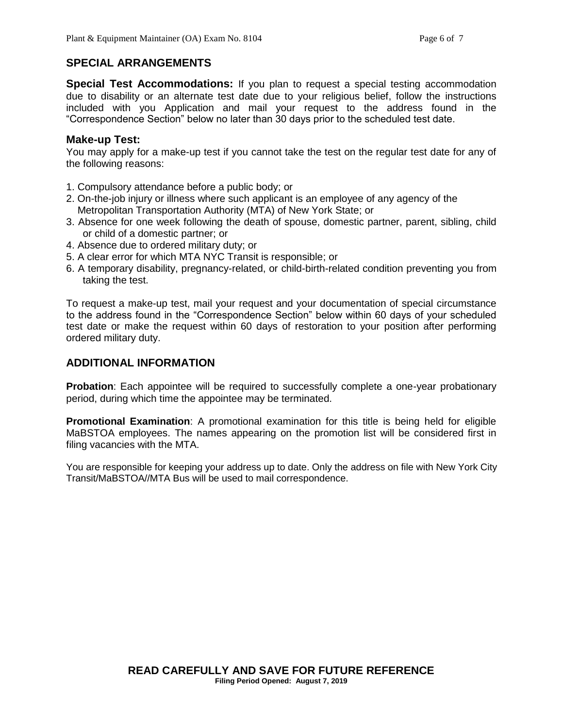## SPECIAL ARRANGEMENTS

**Special Test Accommodations:** If you plan to request a special testing accommodation due to disability or an alternate test date due to your religious belief, follow the instructions included with you Application and mail your request to the address found in the "Correspondence Section" below no later than 30 days prior to the scheduled test date.

### Make-up Test:

You may apply for a make-up test if you cannot take the test on the regular test date for any of the following reasons:

1. Compulsory attendance before a public body; or
2. On-the-job injury or illness where such applicant is an employee of any agency of the Metropolitan Transportation Authority (MTA) of New York State; or
3. Absence for one week following the death of spouse, domestic partner, parent, sibling, child or child of a domestic partner; or
4. Absence due to ordered military duty; or
5. A clear error for which MTA NYC Transit is responsible; or
6. A temporary disability, pregnancy-related, or child-birth-related condition preventing you from taking the test.

To request a make-up test, mail your request and your documentation of special circumstance to the address found in the "Correspondence Section" below within 60 days of your scheduled test date or make the request within 60 days of restoration to your position after performing ordered military duty.

## ADDITIONAL INFORMATION

**Probation**: Each appointee will be required to successfully complete a one-year probationary period, during which time the appointee may be terminated.

**Promotional Examination**: A promotional examination for this title is being held for eligible MaBSTOA employees. The names appearing on the promotion list will be considered first in filing vacancies with the MTA.

You are responsible for keeping your address up to date. Only the address on file with New York City Transit/MaBSTOA//MTA Bus will be used to mail correspondence.

**READ CAREFULLY AND SAVE FOR FUTURE REFERENCE**

**Filing Period Opened: August 7, 2019**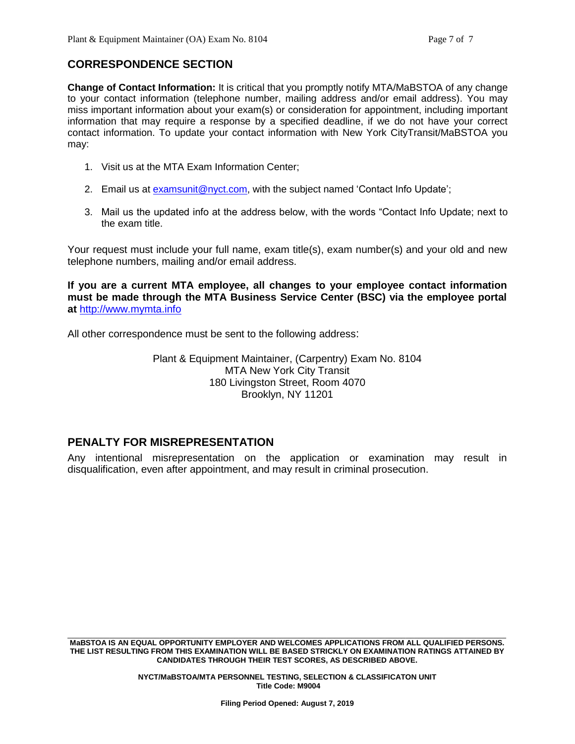## CORRESPONDENCE SECTION

**Change of Contact Information:** It is critical that you promptly notify MTA/MaBSTOA of any change to your contact information (telephone number, mailing address and/or email address). You may miss important information about your exam(s) or consideration for appointment, including important information that may require a response by a specified deadline, if we do not have your correct contact information. To update your contact information with New York CityTransit/MaBSTOA you may:

1. Visit us at the MTA Exam Information Center;
2. Email us at examsunit@nyct.com, with the subject named 'Contact Info Update';
3. Mail us the updated info at the address below, with the words "Contact Info Update; next to the exam title.

Your request must include your full name, exam title(s), exam number(s) and your old and new telephone numbers, mailing and/or email address.

**If you are a current MTA employee, all changes to your employee contact information must be made through the MTA Business Service Center (BSC) via the employee portal at** http://www.mymta.info

All other correspondence must be sent to the following address:

Plant & Equipment Maintainer, (Carpentry) Exam No. 8104
MTA New York City Transit
180 Livingston Street, Room 4070
Brooklyn, NY 11201

## PENALTY FOR MISREPRESENTATION

Any intentional misrepresentation on the application or examination may result in disqualification, even after appointment, and may result in criminal prosecution.

**MaBSTOA IS AN EQUAL OPPORTUNITY EMPLOYER AND WELCOMES APPLICATIONS FROM ALL QUALIFIED PERSONS. THE LIST RESULTING FROM THIS EXAMINATION WILL BE BASED STRICKLY ON EXAMINATION RATINGS ATTAINED BY CANDIDATES THROUGH THEIR TEST SCORES, AS DESCRIBED ABOVE.**

**NYCT/MaBSTOA/MTA PERSONNEL TESTING, SELECTION & CLASSIFICATON UNIT**
**Title Code: M9004**

**Filing Period Opened: August 7, 2019**